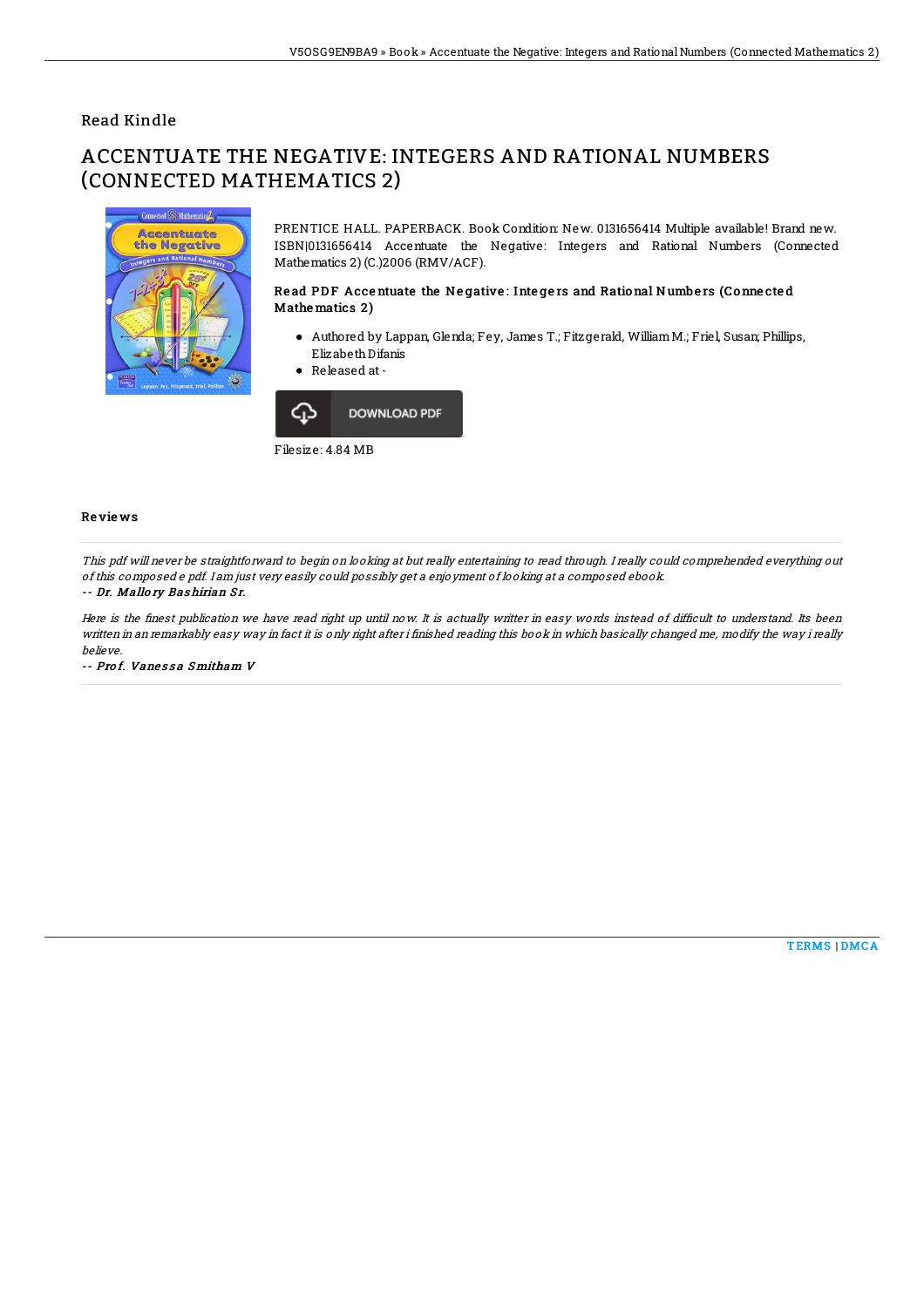Read Kindle

# ACCENTUATE THE NEGATIVE: INTEGERS AND RATIONAL NUMBERS (CONNECTED MATHEMATICS 2)

PRENTICE HALL. PAPERBACK. Book Condition: New. 0131656414 Multiple available! Brand new. ISBN|0131656414 Accentuate the Negative: Integers and Rational Numbers (Connected Mathematics 2) (C.)2006 (RMV/ACF).

### Read PDF Accentuate the Negative: Integers and Rational Numbers (Connected Mathematics 2)

- Authored by Lappan, Glenda; Fey, James T.; Fitzgerald, William M.; Friel, Susan; Phillips, Elizabeth Difanis
- Released at -

DOWNLOAD PDF

Filesize: 4.84 MB

## Reviews

*This pdf will never be straightforward to begin on looking at but really entertaining to read through. I really could comprehended everything out of this composed e pdf. I am just very easily could possibly get a enjoyment of looking at a composed ebook.*

*-- Dr. Mallory Bashirian Sr.*

*Here is the finest publication we have read right up until now. It is actually writter in easy words instead of difficult to understand. Its been written in an remarkably easy way in fact it is only right after i finished reading this book in which basically changed me, modify the way i really believe.*

*-- Prof. Vanessa Smitham V*

TERMS | DMCA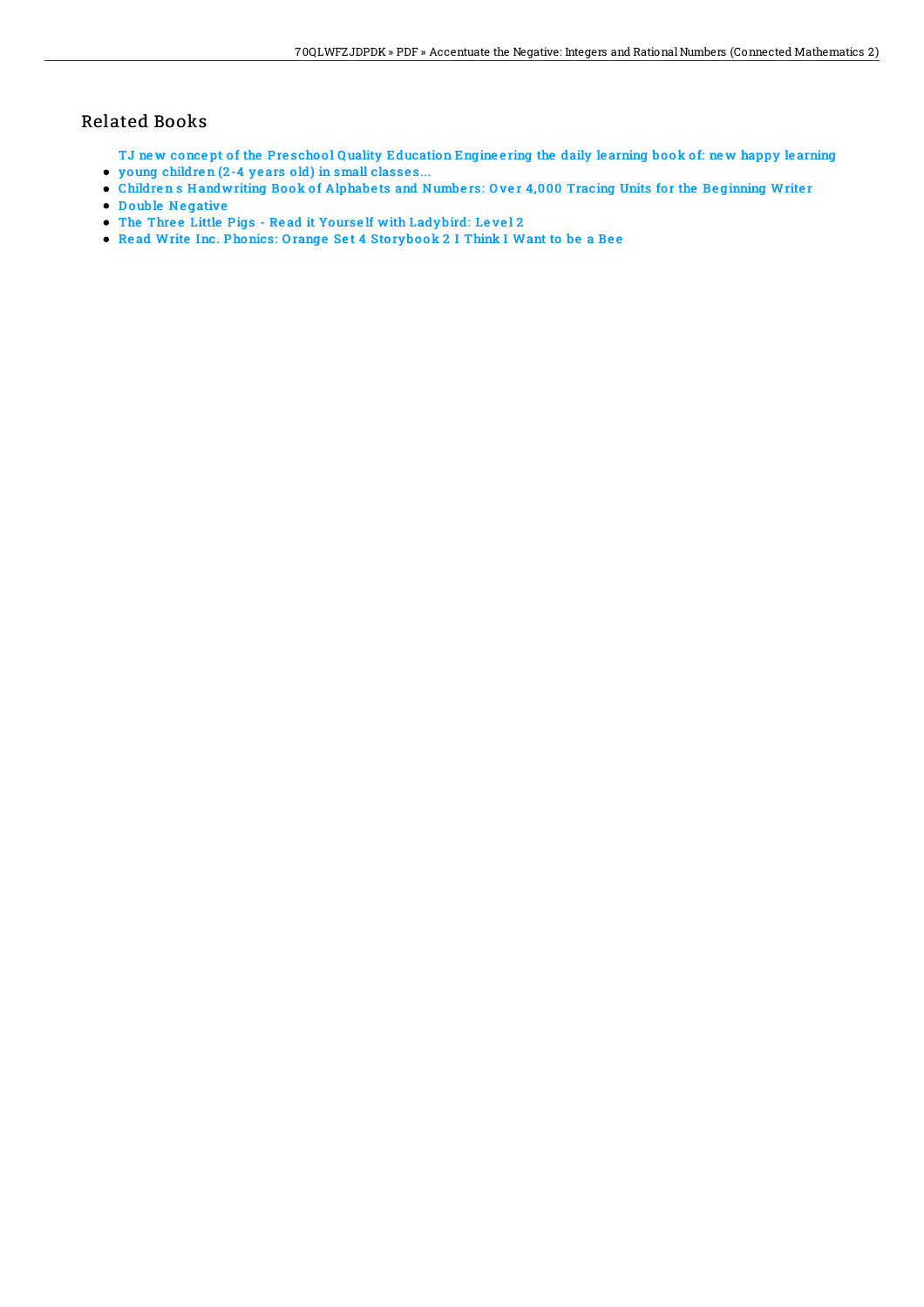## Related Books

- TJ new concept of the Preschool Quality Education Engineering the daily learning book of: new happy learning young children (2-4 years old) in small classes...
- Children s Handwriting Book of Alphabets and Numbers: Over 4,000 Tracing Units for the Beginning Writer
- Double Negative
- The Three Little Pigs - Read it Yourself with Ladybird: Level 2
- Read Write Inc. Phonics: Orange Set 4 Storybook 2 I Think I Want to be a Bee